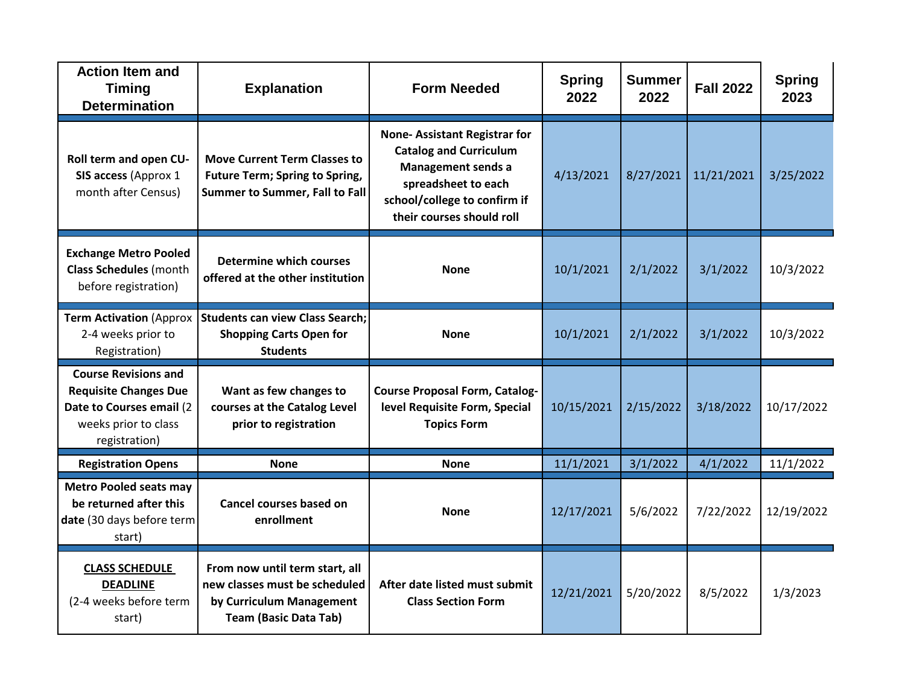| Action Item and Timing Determination | Explanation | Form Needed | Spring 2022 | Summer 2022 | Fall 2022 | Spring 2023 |
|---|---|---|---|---|---|---|
| **Roll term and open CU-SIS access** (Approx 1 month after Census) | **Move Current Term Classes to Future Term; Spring to Spring, Summer to Summer, Fall to Fall** | **None- Assistant Registrar for Catalog and Curriculum Management sends a spreadsheet to each school/college to confirm if their courses should roll** | 4/13/2021 | 8/27/2021 | 11/21/2021 | 3/25/2022 |
| **Exchange Metro Pooled Class Schedules** (month before registration) | **Determine which courses offered at the other institution** | **None** | 10/1/2021 | 2/1/2022 | 3/1/2022 | 10/3/2022 |
| **Term Activation** (Approx 2-4 weeks prior to Registration) | **Students can view Class Search; Shopping Carts Open for Students** | **None** | 10/1/2021 | 2/1/2022 | 3/1/2022 | 10/3/2022 |
| **Course Revisions and Requisite Changes Due Date to Courses email** (2 weeks prior to class registration) | **Want as few changes to courses at the Catalog Level prior to registration** | **Course Proposal Form, Catalog-level Requisite Form, Special Topics Form** | 10/15/2021 | 2/15/2022 | 3/18/2022 | 10/17/2022 |
| **Registration Opens** | **None** | **None** | 11/1/2021 | 3/1/2022 | 4/1/2022 | 11/1/2022 |
| **Metro Pooled seats may be returned after this date** (30 days before term start) | **Cancel courses based on enrollment** | **None** | 12/17/2021 | 5/6/2022 | 7/22/2022 | 12/19/2022 |
| **CLASS SCHEDULE DEADLINE** (2-4 weeks before term start) | **From now until term start, all new classes must be scheduled by Curriculum Management Team (Basic Data Tab)** | **After date listed must submit Class Section Form** | 12/21/2021 | 5/20/2022 | 8/5/2022 | 1/3/2023 |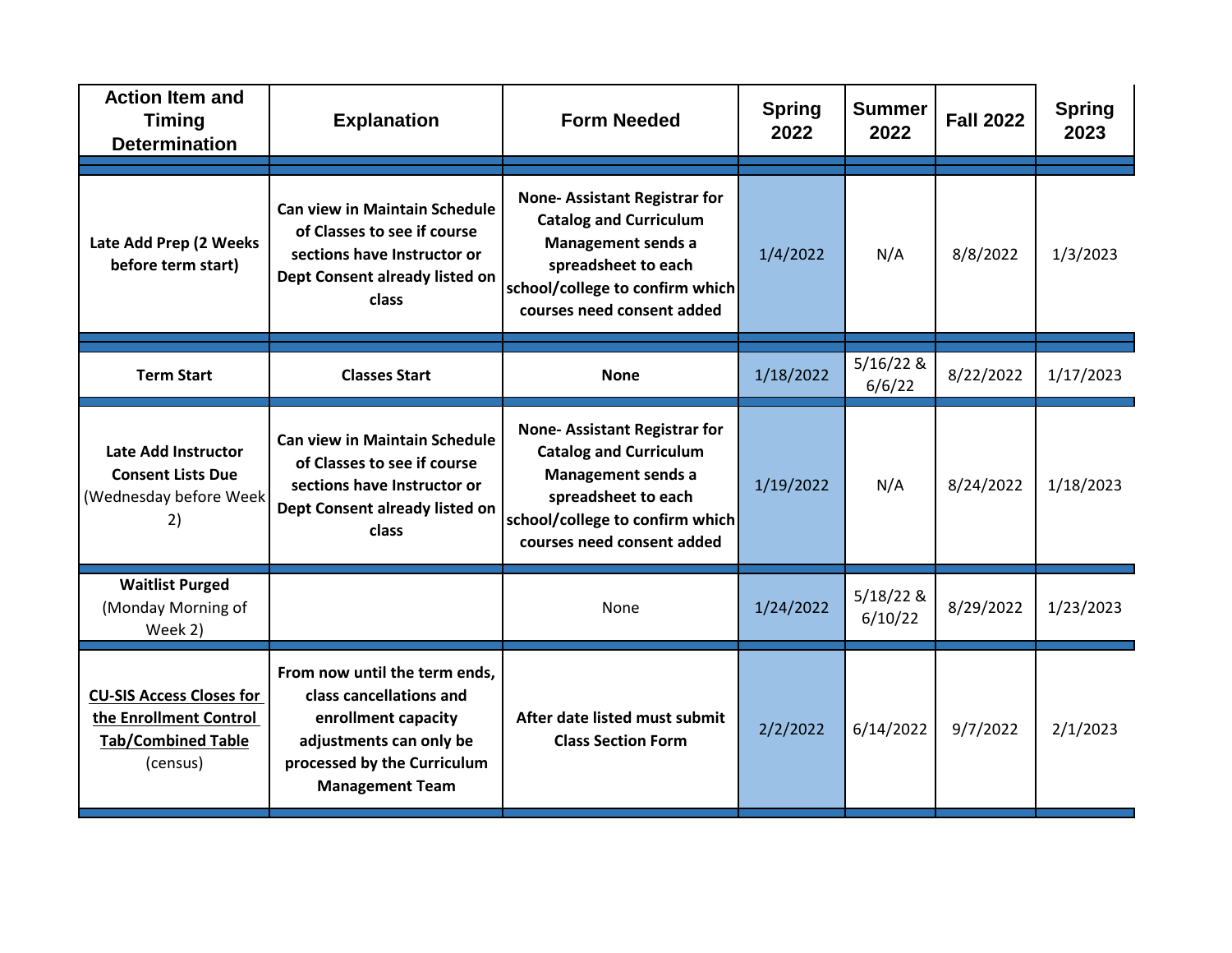| Action Item and Timing Determination | Explanation | Form Needed | Spring 2022 | Summer 2022 | Fall 2022 | Spring 2023 |
|---|---|---|---|---|---|---|
| **Late Add Prep (2 Weeks before term start)** | **Can view in Maintain Schedule of Classes to see if course sections have Instructor or Dept Consent already listed on class** | **None- Assistant Registrar for Catalog and Curriculum Management sends a spreadsheet to each school/college to confirm which courses need consent added** | 1/4/2022 | N/A | 8/8/2022 | 1/3/2023 |
| **Term Start** | **Classes Start** | **None** | 1/18/2022 | 5/16/22 & 6/6/22 | 8/22/2022 | 1/17/2023 |
| **Late Add Instructor Consent Lists Due** (Wednesday before Week 2) | **Can view in Maintain Schedule of Classes to see if course sections have Instructor or Dept Consent already listed on class** | **None- Assistant Registrar for Catalog and Curriculum Management sends a spreadsheet to each school/college to confirm which courses need consent added** | 1/19/2022 | N/A | 8/24/2022 | 1/18/2023 |
| **Waitlist Purged** (Monday Morning of Week 2) | | None | 1/24/2022 | 5/18/22 & 6/10/22 | 8/29/2022 | 1/23/2023 |
| **CU-SIS Access Closes for the Enrollment Control Tab/Combined Table** (census) | **From now until the term ends, class cancellations and enrollment capacity adjustments can only be processed by the Curriculum Management Team** | **After date listed must submit Class Section Form** | 2/2/2022 | 6/14/2022 | 9/7/2022 | 2/1/2023 |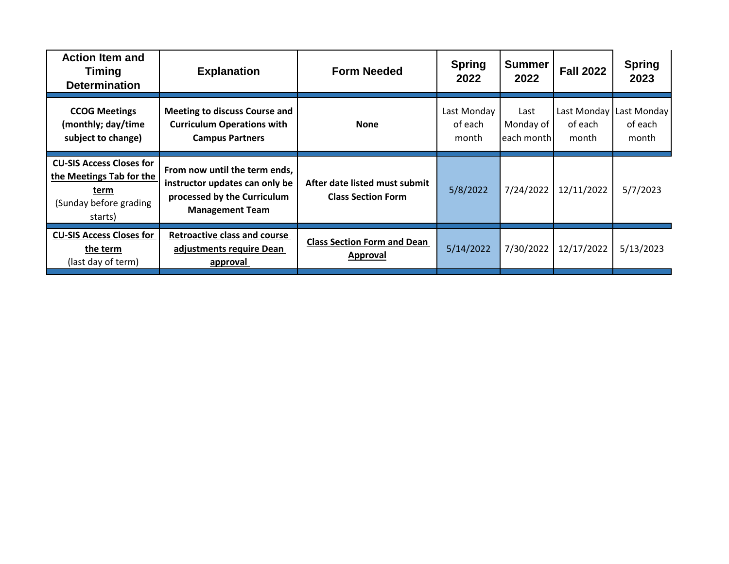| Action Item and Timing Determination | Explanation | Form Needed | Spring 2022 | Summer 2022 | Fall 2022 | Spring 2023 |
|---|---|---|---|---|---|---|
| **CCOG Meetings (monthly; day/time subject to change)** | **Meeting to discuss Course and Curriculum Operations with Campus Partners** | **None** | Last Monday of each month | Last Monday of each month | Last Monday of each month | Last Monday of each month |
| **CU-SIS Access Closes for the Meetings Tab for the term** (Sunday before grading starts) | **From now until the term ends, instructor updates can only be processed by the Curriculum Management Team** | **After date listed must submit Class Section Form** | 5/8/2022 | 7/24/2022 | 12/11/2022 | 5/7/2023 |
| **CU-SIS Access Closes for the term** (last day of term) | **Retroactive class and course adjustments require Dean approval** | **Class Section Form and Dean Approval** | 5/14/2022 | 7/30/2022 | 12/17/2022 | 5/13/2023 |